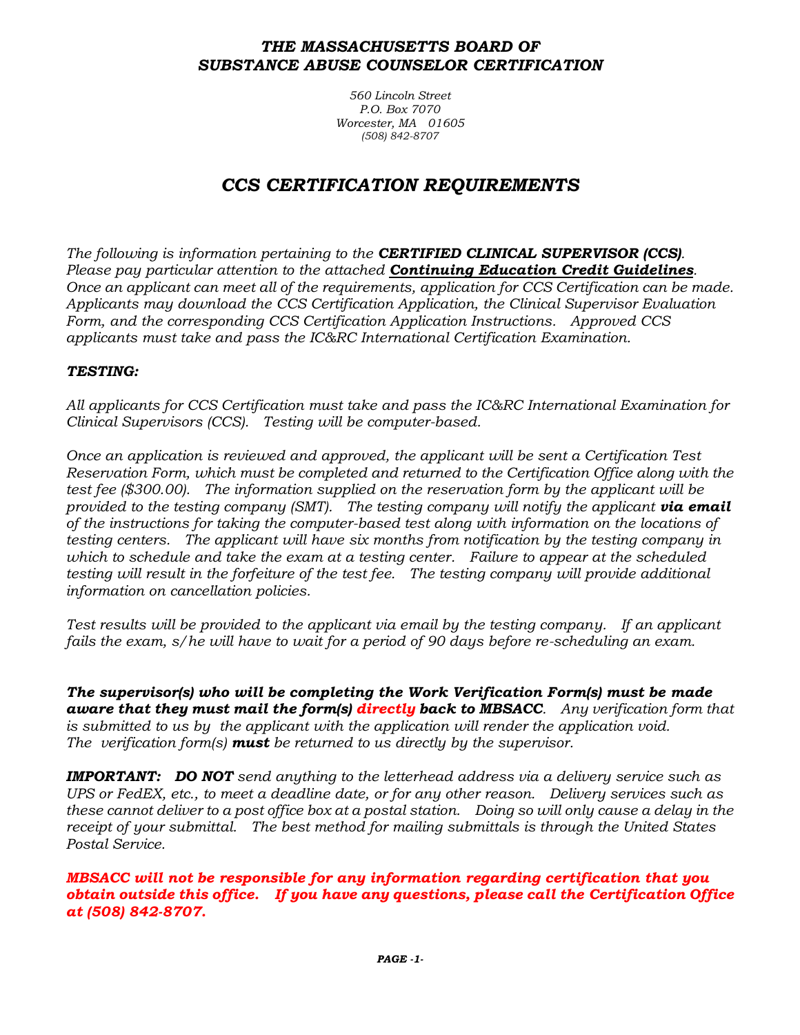# *THE MASSACHUSETTS BOARD OF SUBSTANCE ABUSE COUNSELOR CERTIFICATION*

*560 Lincoln Street*
*P.O. Box 7070*
*Worcester, MA 01605*
*(508) 842-8707*

## *CCS CERTIFICATION REQUIREMENTS*

*The following is information pertaining to the* ***CERTIFIED CLINICAL SUPERVISOR (CCS)****. Please pay particular attention to the attached* ***Continuing Education Credit Guidelines****. Once an applicant can meet all of the requirements, application for CCS Certification can be made. Applicants may download the CCS Certification Application, the Clinical Supervisor Evaluation Form, and the corresponding CCS Certification Application Instructions. Approved CCS applicants must take and pass the IC&RC International Certification Examination.*

### *TESTING:*

*All applicants for CCS Certification must take and pass the IC&RC International Examination for Clinical Supervisors (CCS). Testing will be computer-based.*

*Once an application is reviewed and approved, the applicant will be sent a Certification Test Reservation Form, which must be completed and returned to the Certification Office along with the test fee ($300.00). The information supplied on the reservation form by the applicant will be provided to the testing company (SMT). The testing company will notify the applicant* ***via email*** *of the instructions for taking the computer-based test along with information on the locations of testing centers. The applicant will have six months from notification by the testing company in which to schedule and take the exam at a testing center. Failure to appear at the scheduled testing will result in the forfeiture of the test fee. The testing company will provide additional information on cancellation policies.*

*Test results will be provided to the applicant via email by the testing company. If an applicant fails the exam, s/he will have to wait for a period of 90 days before re-scheduling an exam.*

***The supervisor(s) who will be completing the Work Verification Form(s) must be made aware that they must mail the form(s) directly back to MBSACC****. Any verification form that is submitted to us by the applicant with the application will render the application void. The verification form(s)* ***must*** *be returned to us directly by the supervisor.*

***IMPORTANT: DO NOT*** *send anything to the letterhead address via a delivery service such as UPS or FedEX, etc., to meet a deadline date, or for any other reason. Delivery services such as these cannot deliver to a post office box at a postal station. Doing so will only cause a delay in the receipt of your submittal. The best method for mailing submittals is through the United States Postal Service.*

***MBSACC will not be responsible for any information regarding certification that you obtain outside this office. If you have any questions, please call the Certification Office at (508) 842-8707.***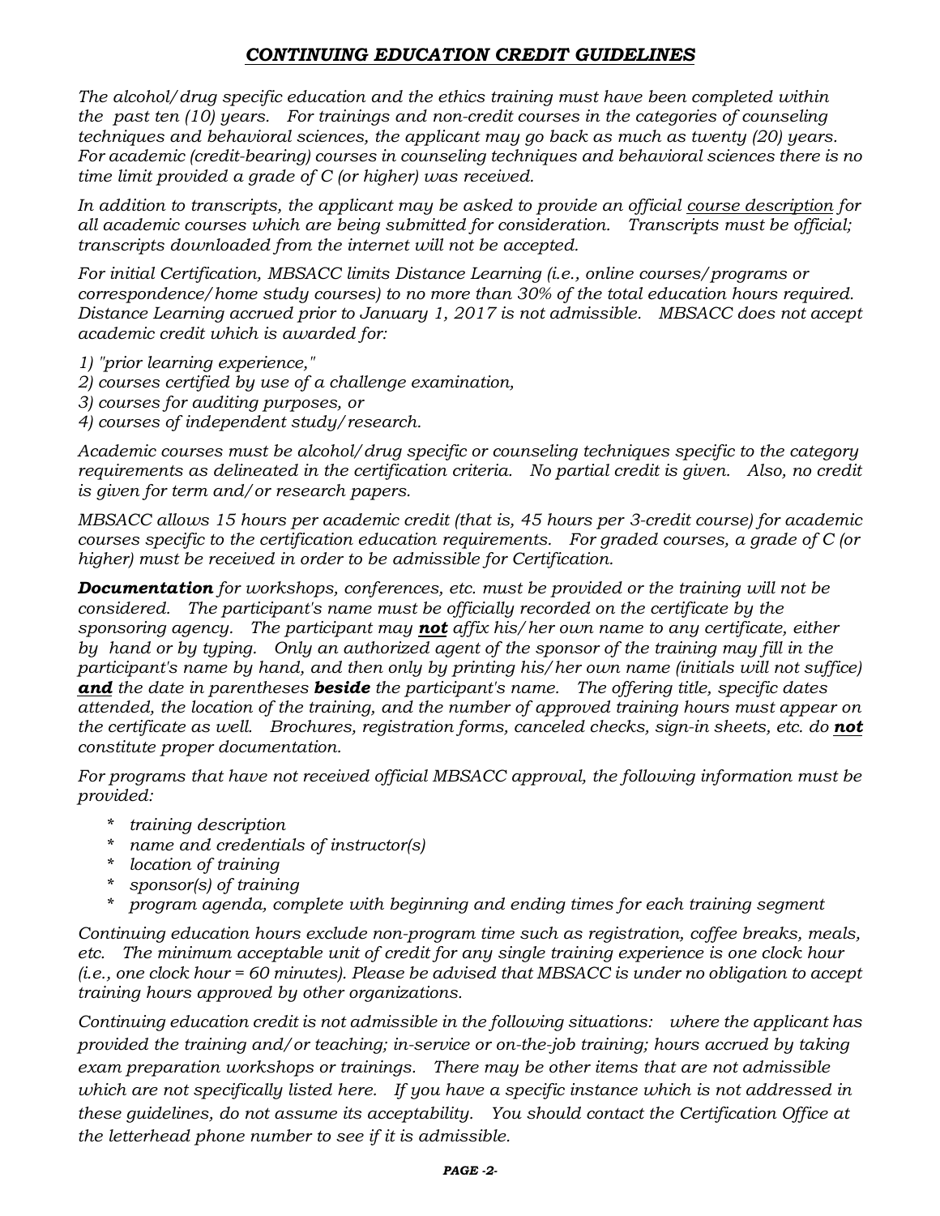## *CONTINUING EDUCATION CREDIT GUIDELINES*

*The alcohol/drug specific education and the ethics training must have been completed within the past ten (10) years. For trainings and non-credit courses in the categories of counseling techniques and behavioral sciences, the applicant may go back as much as twenty (20) years. For academic (credit-bearing) courses in counseling techniques and behavioral sciences there is no time limit provided a grade of C (or higher) was received.*

*In addition to transcripts, the applicant may be asked to provide an official <u>course description</u> for all academic courses which are being submitted for consideration. Transcripts must be official; transcripts downloaded from the internet will not be accepted.*

*For initial Certification, MBSACC limits Distance Learning (i.e., online courses/programs or correspondence/home study courses) to no more than 30% of the total education hours required. Distance Learning accrued prior to January 1, 2017 is not admissible. MBSACC does not accept academic credit which is awarded for:*

*1) "prior learning experience,"*
*2) courses certified by use of a challenge examination,*
*3) courses for auditing purposes, or*
*4) courses of independent study/research.*

*Academic courses must be alcohol/drug specific or counseling techniques specific to the category requirements as delineated in the certification criteria. No partial credit is given. Also, no credit is given for term and/or research papers.*

*MBSACC allows 15 hours per academic credit (that is, 45 hours per 3-credit course) for academic courses specific to the certification education requirements. For graded courses, a grade of C (or higher) must be received in order to be admissible for Certification.*

***Documentation*** *for workshops, conferences, etc. must be provided or the training will not be considered. The participant's name must be officially recorded on the certificate by the sponsoring agency. The participant may **<u>not</u>** affix his/her own name to any certificate, either by hand or by typing. Only an authorized agent of the sponsor of the training may fill in the participant's name by hand, and then only by printing his/her own name (initials will not suffice)* ***<u>and</u>*** *the date in parentheses **beside** the participant's name. The offering title, specific dates attended, the location of the training, and the number of approved training hours must appear on the certificate as well. Brochures, registration forms, canceled checks, sign-in sheets, etc. do **<u>not</u>** constitute proper documentation.*

*For programs that have not received official MBSACC approval, the following information must be provided:*

- *training description*
- *name and credentials of instructor(s)*
- *location of training*
- *sponsor(s) of training*
- *program agenda, complete with beginning and ending times for each training segment*

*Continuing education hours exclude non-program time such as registration, coffee breaks, meals, etc. The minimum acceptable unit of credit for any single training experience is one clock hour (i.e., one clock hour = 60 minutes). Please be advised that MBSACC is under no obligation to accept training hours approved by other organizations.*

*Continuing education credit is not admissible in the following situations: where the applicant has provided the training and/or teaching; in-service or on-the-job training; hours accrued by taking exam preparation workshops or trainings. There may be other items that are not admissible which are not specifically listed here. If you have a specific instance which is not addressed in these guidelines, do not assume its acceptability. You should contact the Certification Office at the letterhead phone number to see if it is admissible.*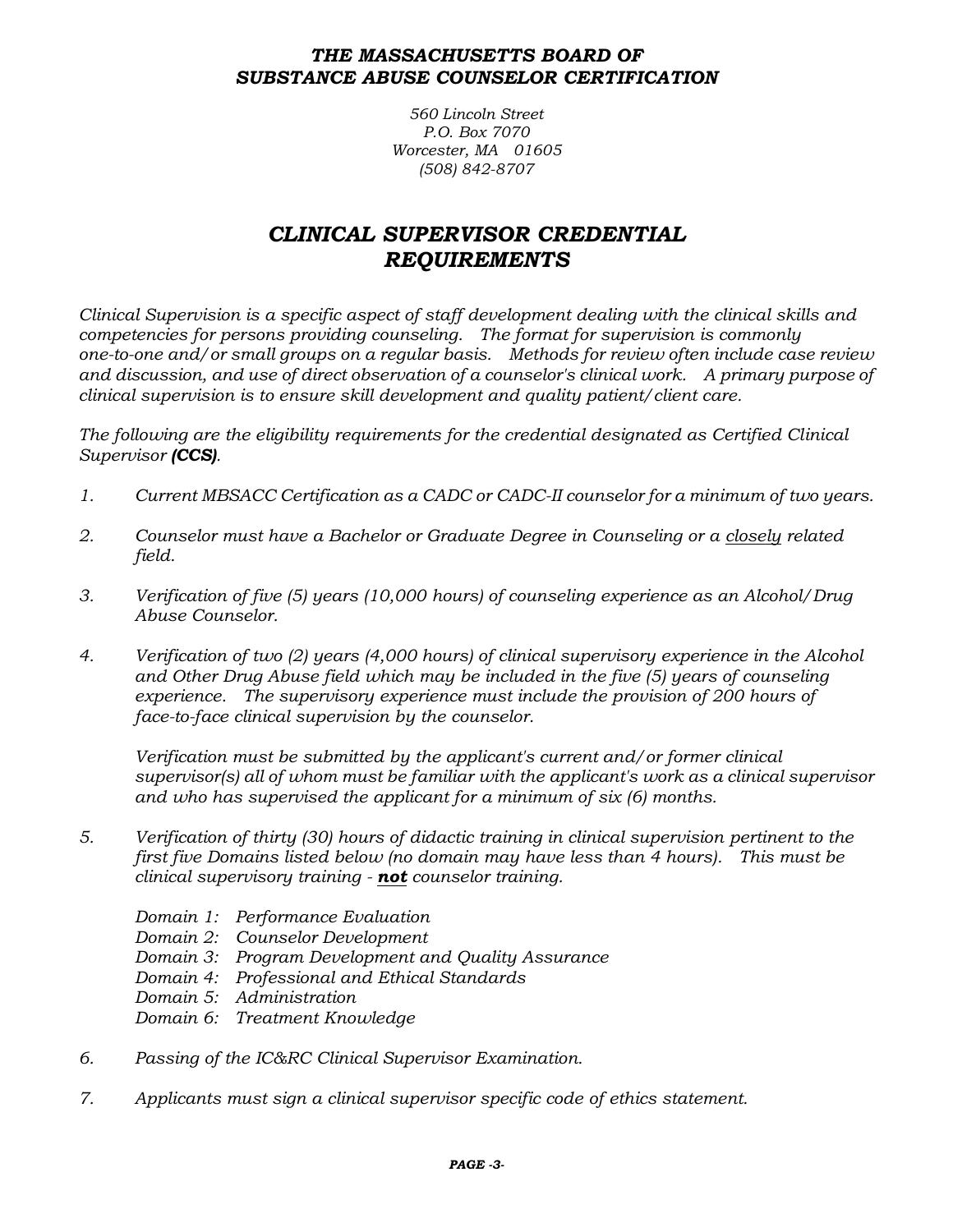***THE MASSACHUSETTS BOARD OF SUBSTANCE ABUSE COUNSELOR CERTIFICATION***

*560 Lincoln Street*
*P.O. Box 7070*
*Worcester, MA 01605*
*(508) 842-8707*

# *CLINICAL SUPERVISOR CREDENTIAL REQUIREMENTS*

*Clinical Supervision is a specific aspect of staff development dealing with the clinical skills and competencies for persons providing counseling. The format for supervision is commonly one-to-one and/or small groups on a regular basis. Methods for review often include case review and discussion, and use of direct observation of a counselor's clinical work. A primary purpose of clinical supervision is to ensure skill development and quality patient/client care.*

*The following are the eligibility requirements for the credential designated as Certified Clinical Supervisor* ***(CCS)****.*

1. *Current MBSACC Certification as a CADC or CADC-II counselor for a minimum of two years.*

2. *Counselor must have a Bachelor or Graduate Degree in Counseling or a* <u>*closely*</u> *related field.*

3. *Verification of five (5) years (10,000 hours) of counseling experience as an Alcohol/Drug Abuse Counselor.*

4. *Verification of two (2) years (4,000 hours) of clinical supervisory experience in the Alcohol and Other Drug Abuse field which may be included in the five (5) years of counseling experience. The supervisory experience must include the provision of 200 hours of face-to-face clinical supervision by the counselor.*

   *Verification must be submitted by the applicant's current and/or former clinical supervisor(s) all of whom must be familiar with the applicant's work as a clinical supervisor and who has supervised the applicant for a minimum of six (6) months.*

5. *Verification of thirty (30) hours of didactic training in clinical supervision pertinent to the first five Domains listed below (no domain may have less than 4 hours). This must be clinical supervisory training -* ***<u>not</u>*** *counselor training.*

   *Domain 1: Performance Evaluation*
   *Domain 2: Counselor Development*
   *Domain 3: Program Development and Quality Assurance*
   *Domain 4: Professional and Ethical Standards*
   *Domain 5: Administration*
   *Domain 6: Treatment Knowledge*

6. *Passing of the IC&RC Clinical Supervisor Examination.*

7. *Applicants must sign a clinical supervisor specific code of ethics statement.*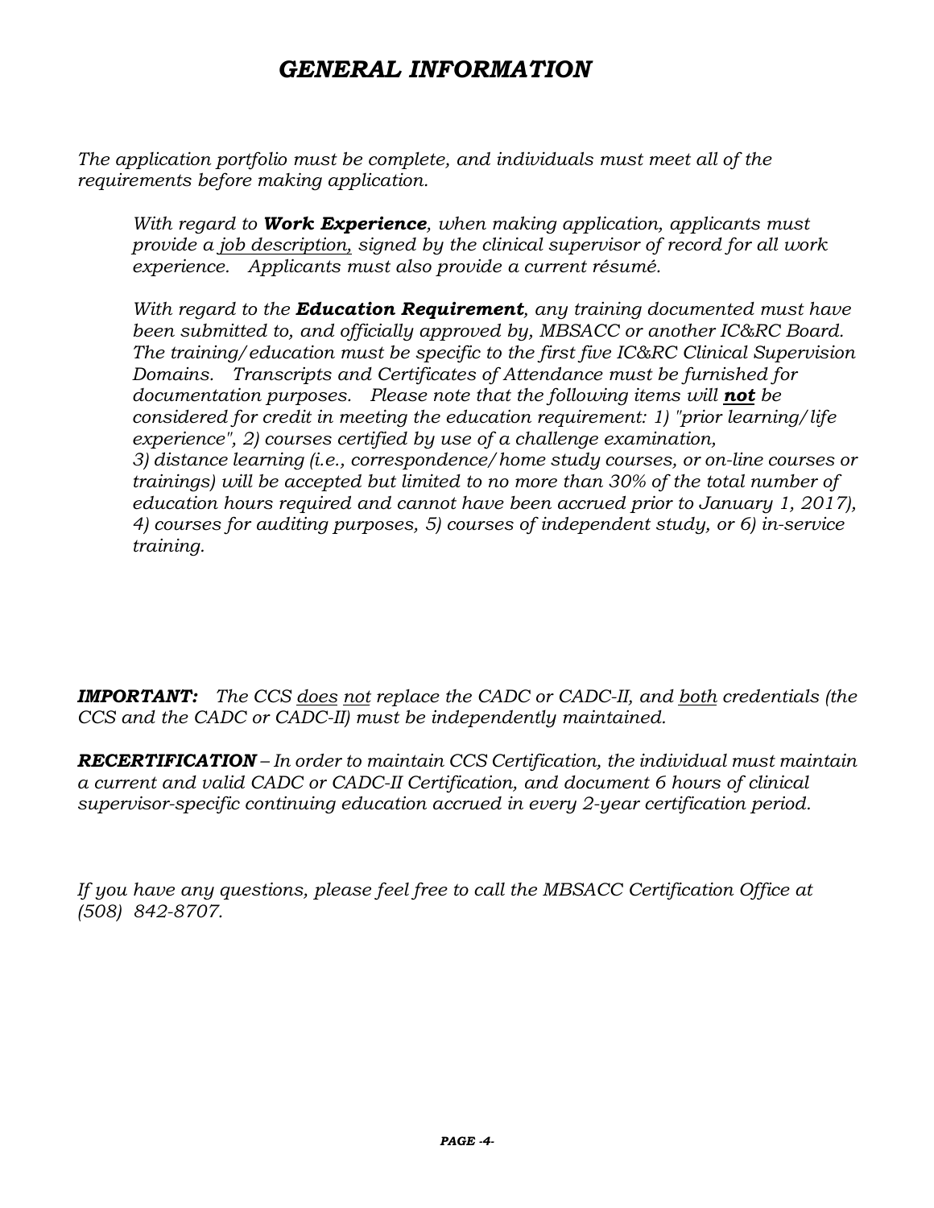# *GENERAL INFORMATION*

*The application portfolio must be complete, and individuals must meet all of the requirements before making application.*

> *With regard to **Work Experience**, when making application, applicants must provide a job description, signed by the clinical supervisor of record for all work experience. Applicants must also provide a current résumé.*
>
> *With regard to the **Education Requirement**, any training documented must have been submitted to, and officially approved by, MBSACC or another IC&RC Board. The training/education must be specific to the first five IC&RC Clinical Supervision Domains. Transcripts and Certificates of Attendance must be furnished for documentation purposes. Please note that the following items will **not** be considered for credit in meeting the education requirement: 1) "prior learning/life experience", 2) courses certified by use of a challenge examination, 3) distance learning (i.e., correspondence/home study courses, or on-line courses or trainings) will be accepted but limited to no more than 30% of the total number of education hours required and cannot have been accrued prior to January 1, 2017), 4) courses for auditing purposes, 5) courses of independent study, or 6) in-service training.*

***IMPORTANT:*** *The CCS does not replace the CADC or CADC-II, and both credentials (the CCS and the CADC or CADC-II) must be independently maintained.*

***RECERTIFICATION*** *– In order to maintain CCS Certification, the individual must maintain a current and valid CADC or CADC-II Certification, and document 6 hours of clinical supervisor-specific continuing education accrued in every 2-year certification period.*

*If you have any questions, please feel free to call the MBSACC Certification Office at (508) 842-8707.*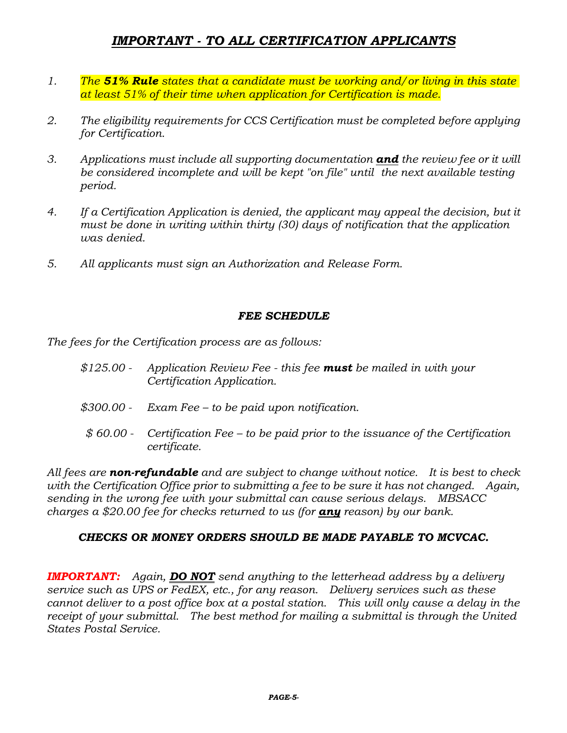## *IMPORTANT - TO ALL CERTIFICATION APPLICANTS*

1. *The **51% Rule** states that a candidate must be working and/or living in this state at least 51% of their time when application for Certification is made.*

2. *The eligibility requirements for CCS Certification must be completed before applying for Certification.*

3. *Applications must include all supporting documentation **and** the review fee or it will be considered incomplete and will be kept "on file" until the next available testing period.*

4. *If a Certification Application is denied, the applicant may appeal the decision, but it must be done in writing within thirty (30) days of notification that the application was denied.*

5. *All applicants must sign an Authorization and Release Form.*

### *FEE SCHEDULE*

*The fees for the Certification process are as follows:*

- *$125.00 - Application Review Fee - this fee **must** be mailed in with your Certification Application.*
- *$300.00 - Exam Fee – to be paid upon notification.*
- *$ 60.00 - Certification Fee – to be paid prior to the issuance of the Certification certificate.*

*All fees are **non-refundable** and are subject to change without notice. It is best to check with the Certification Office prior to submitting a fee to be sure it has not changed. Again, sending in the wrong fee with your submittal can cause serious delays. MBSACC charges a $20.00 fee for checks returned to us (for **any** reason) by our bank.*

***CHECKS OR MONEY ORDERS SHOULD BE MADE PAYABLE TO MCVCAC.***

***IMPORTANT:*** *Again, **DO NOT** send anything to the letterhead address by a delivery service such as UPS or FedEX, etc., for any reason. Delivery services such as these cannot deliver to a post office box at a postal station. This will only cause a delay in the receipt of your submittal. The best method for mailing a submittal is through the United States Postal Service.*